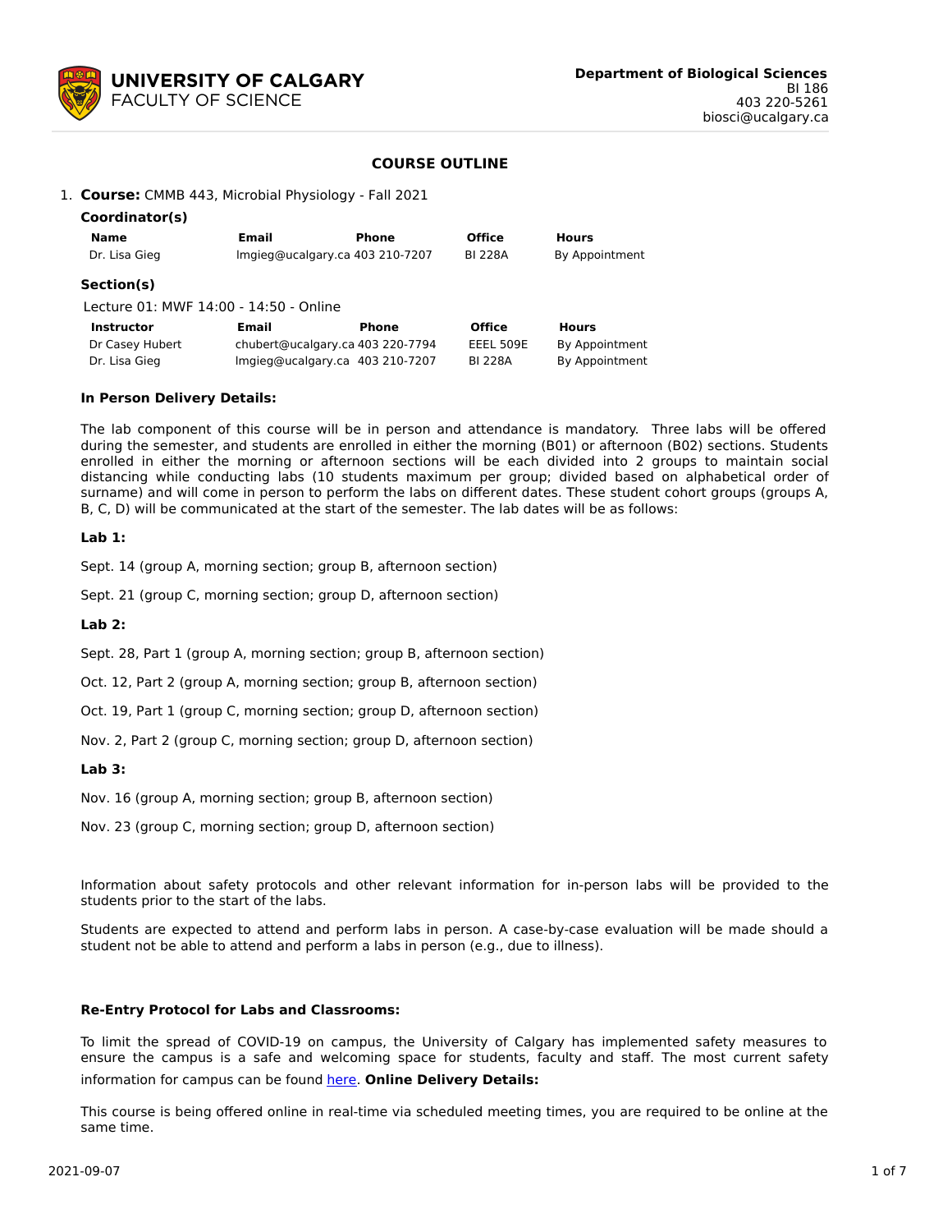**UNIVERSITY OF CALGARY**
**FACULTY OF SCIENCE**

**Department of Biological Sciences**
BI 186
403 220-5261
biosci@ucalgary.ca

# COURSE OUTLINE

1. **Course:** CMMB 443, Microbial Physiology - Fall 2021

### Coordinator(s)

| Name | Email | Phone | Office | Hours |
|---|---|---|---|---|
| Dr. Lisa Gieg | lmgieg@ucalgary.ca | 403 210-7207 | BI 228A | By Appointment |

### Section(s)

Lecture 01: MWF 14:00 - 14:50 - Online

| Instructor | Email | Phone | Office | Hours |
|---|---|---|---|---|
| Dr Casey Hubert | chubert@ucalgary.ca | 403 220-7794 | EEEL 509E | By Appointment |
| Dr. Lisa Gieg | lmgieg@ucalgary.ca | 403 210-7207 | BI 228A | By Appointment |

**In Person Delivery Details:**

The lab component of this course will be in person and attendance is mandatory. Three labs will be offered during the semester, and students are enrolled in either the morning (B01) or afternoon (B02) sections. Students enrolled in either the morning or afternoon sections will be each divided into 2 groups to maintain social distancing while conducting labs (10 students maximum per group; divided based on alphabetical order of surname) and will come in person to perform the labs on different dates. These student cohort groups (groups A, B, C, D) will be communicated at the start of the semester. The lab dates will be as follows:

**Lab 1:**

Sept. 14 (group A, morning section; group B, afternoon section)

Sept. 21 (group C, morning section; group D, afternoon section)

**Lab 2:**

Sept. 28, Part 1 (group A, morning section; group B, afternoon section)

Oct. 12, Part 2 (group A, morning section; group B, afternoon section)

Oct. 19, Part 1 (group C, morning section; group D, afternoon section)

Nov. 2, Part 2 (group C, morning section; group D, afternoon section)

**Lab 3:**

Nov. 16 (group A, morning section; group B, afternoon section)

Nov. 23 (group C, morning section; group D, afternoon section)

Information about safety protocols and other relevant information for in-person labs will be provided to the students prior to the start of the labs.

Students are expected to attend and perform labs in person. A case-by-case evaluation will be made should a student not be able to attend and perform a labs in person (e.g., due to illness).

**Re-Entry Protocol for Labs and Classrooms:**

To limit the spread of COVID-19 on campus, the University of Calgary has implemented safety measures to ensure the campus is a safe and welcoming space for students, faculty and staff. The most current safety information for campus can be found here. **Online Delivery Details:**

This course is being offered online in real-time via scheduled meeting times, you are required to be online at the same time.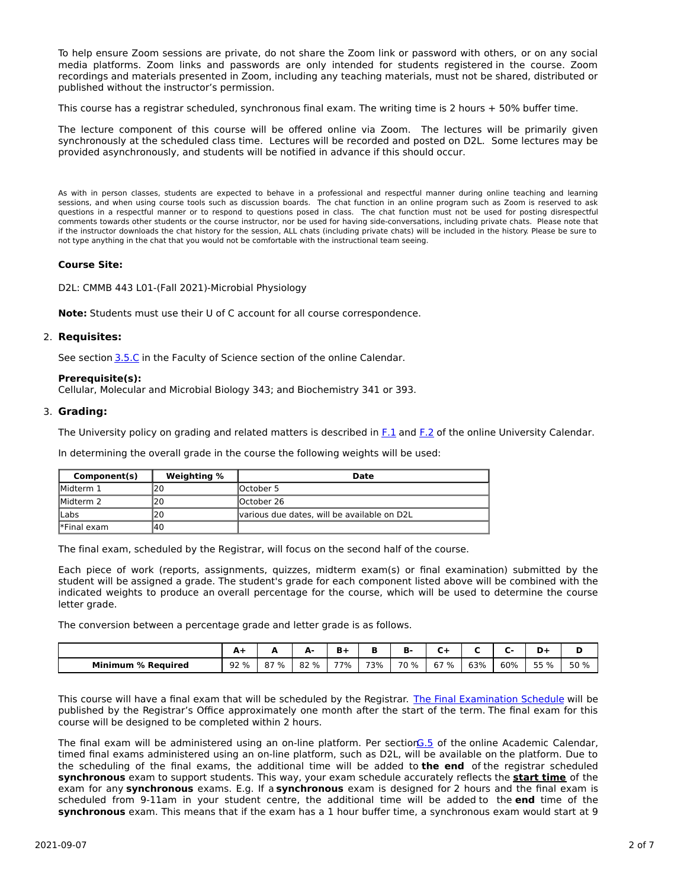To help ensure Zoom sessions are private, do not share the Zoom link or password with others, or on any social media platforms. Zoom links and passwords are only intended for students registered in the course. Zoom recordings and materials presented in Zoom, including any teaching materials, must not be shared, distributed or published without the instructor's permission.

This course has a registrar scheduled, synchronous final exam. The writing time is 2 hours + 50% buffer time.

The lecture component of this course will be offered online via Zoom. The lectures will be primarily given synchronously at the scheduled class time. Lectures will be recorded and posted on D2L. Some lectures may be provided asynchronously, and students will be notified in advance if this should occur.

As with in person classes, students are expected to behave in a professional and respectful manner during online teaching and learning sessions, and when using course tools such as discussion boards. The chat function in an online program such as Zoom is reserved to ask questions in a respectful manner or to respond to questions posed in class. The chat function must not be used for posting disrespectful comments towards other students or the course instructor, nor be used for having side-conversations, including private chats. Please note that if the instructor downloads the chat history for the session, ALL chats (including private chats) will be included in the history. Please be sure to not type anything in the chat that you would not be comfortable with the instructional team seeing.

**Course Site:**

D2L: CMMB 443 L01-(Fall 2021)-Microbial Physiology

**Note:** Students must use their U of C account for all course correspondence.

2. **Requisites:**

See section 3.5.C in the Faculty of Science section of the online Calendar.

**Prerequisite(s):**
Cellular, Molecular and Microbial Biology 343; and Biochemistry 341 or 393.

3. **Grading:**

The University policy on grading and related matters is described in F.1 and F.2 of the online University Calendar.

In determining the overall grade in the course the following weights will be used:

| Component(s) | Weighting % | Date |
|---|---|---|
| Midterm 1 | 20 | October 5 |
| Midterm 2 | 20 | October 26 |
| Labs | 20 | various due dates, will be available on D2L |
| *Final exam | 40 | |

The final exam, scheduled by the Registrar, will focus on the second half of the course.

Each piece of work (reports, assignments, quizzes, midterm exam(s) or final examination) submitted by the student will be assigned a grade. The student's grade for each component listed above will be combined with the indicated weights to produce an overall percentage for the course, which will be used to determine the course letter grade.

The conversion between a percentage grade and letter grade is as follows.

| | A+ | A | A- | B+ | B | B- | C+ | C | C- | D+ | D |
|---|---|---|---|---|---|---|---|---|---|---|---|
| **Minimum % Required** | 92 % | 87 % | 82 % | 77% | 73% | 70 % | 67 % | 63% | 60% | 55 % | 50 % |

This course will have a final exam that will be scheduled by the Registrar. The Final Examination Schedule will be published by the Registrar's Office approximately one month after the start of the term. The final exam for this course will be designed to be completed within 2 hours.

The final exam will be administered using an on-line platform. Per section G.5 of the online Academic Calendar, timed final exams administered using an on-line platform, such as D2L, will be available on the platform. Due to the scheduling of the final exams, the additional time will be added to **the end** of the registrar scheduled **synchronous** exam to support students. This way, your exam schedule accurately reflects the <u>**start time**</u> of the exam for any **synchronous** exams. E.g. If a **synchronous** exam is designed for 2 hours and the final exam is scheduled from 9-11am in your student centre, the additional time will be added to the **end** time of the **synchronous** exam. This means that if the exam has a 1 hour buffer time, a synchronous exam would start at 9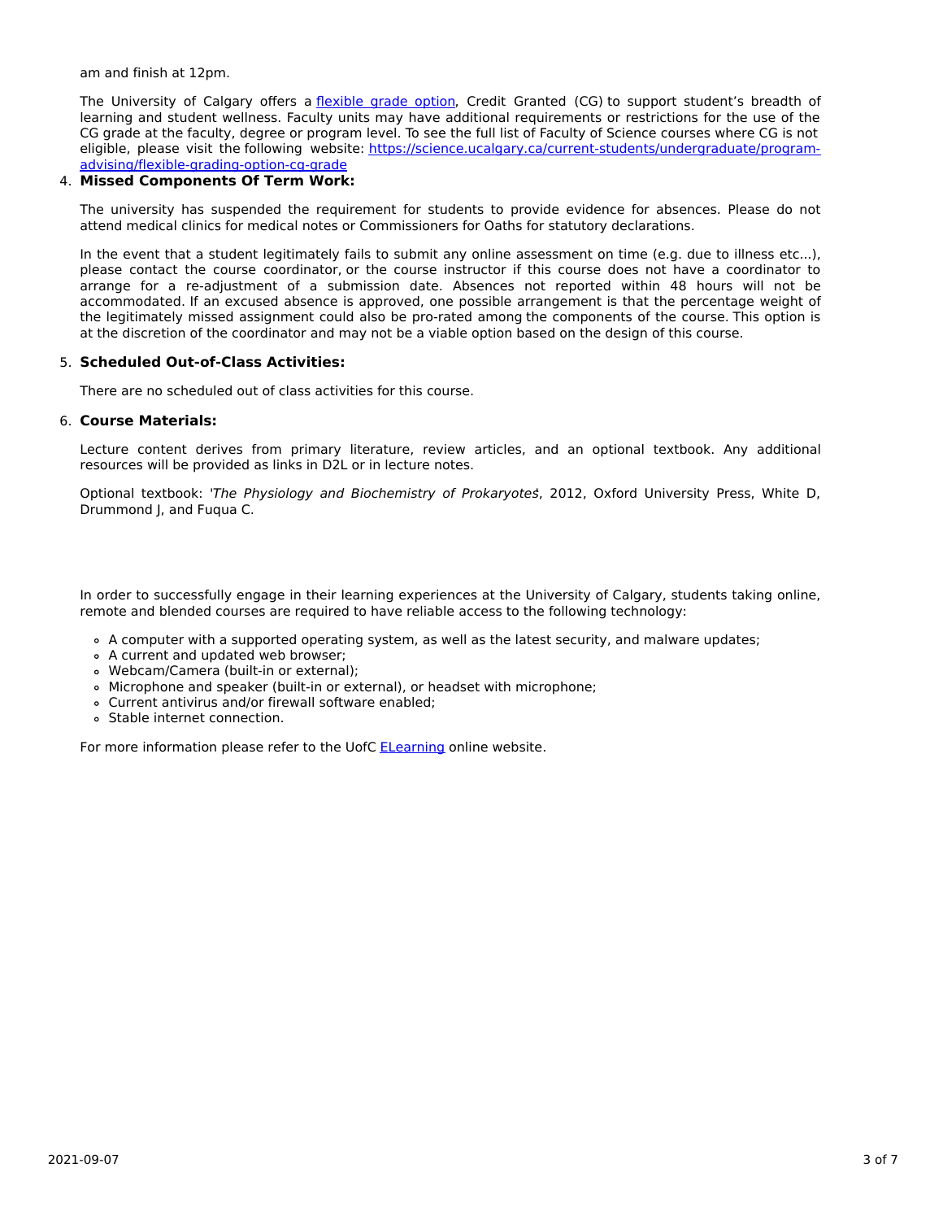am and finish at 12pm.

The University of Calgary offers a flexible grade option, Credit Granted (CG) to support student's breadth of learning and student wellness. Faculty units may have additional requirements or restrictions for the use of the CG grade at the faculty, degree or program level. To see the full list of Faculty of Science courses where CG is not eligible, please visit the following website: https://science.ucalgary.ca/current-students/undergraduate/program-advising/flexible-grading-option-cg-grade

4. **Missed Components Of Term Work:**

   The university has suspended the requirement for students to provide evidence for absences. Please do not attend medical clinics for medical notes or Commissioners for Oaths for statutory declarations.

   In the event that a student legitimately fails to submit any online assessment on time (e.g. due to illness etc...), please contact the course coordinator, or the course instructor if this course does not have a coordinator to arrange for a re-adjustment of a submission date. Absences not reported within 48 hours will not be accommodated. If an excused absence is approved, one possible arrangement is that the percentage weight of the legitimately missed assignment could also be pro-rated among the components of the course. This option is at the discretion of the coordinator and may not be a viable option based on the design of this course.

5. **Scheduled Out-of-Class Activities:**

   There are no scheduled out of class activities for this course.

6. **Course Materials:**

   Lecture content derives from primary literature, review articles, and an optional textbook. Any additional resources will be provided as links in D2L or in lecture notes.

   Optional textbook: '*The Physiology and Biochemistry of Prokaryotes*', 2012, Oxford University Press, White D, Drummond J, and Fuqua C.

In order to successfully engage in their learning experiences at the University of Calgary, students taking online, remote and blended courses are required to have reliable access to the following technology:

- A computer with a supported operating system, as well as the latest security, and malware updates;
- A current and updated web browser;
- Webcam/Camera (built-in or external);
- Microphone and speaker (built-in or external), or headset with microphone;
- Current antivirus and/or firewall software enabled;
- Stable internet connection.

For more information please refer to the UofC ELearning online website.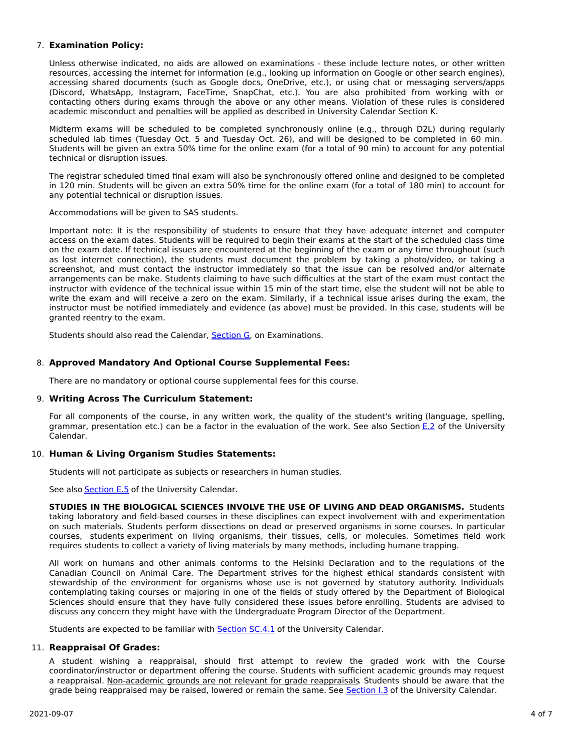7. **Examination Policy:**

   Unless otherwise indicated, no aids are allowed on examinations - these include lecture notes, or other written resources, accessing the internet for information (e.g., looking up information on Google or other search engines), accessing shared documents (such as Google docs, OneDrive, etc.), or using chat or messaging servers/apps (Discord, WhatsApp, Instagram, FaceTime, SnapChat, etc.). You are also prohibited from working with or contacting others during exams through the above or any other means. Violation of these rules is considered academic misconduct and penalties will be applied as described in University Calendar Section K.

   Midterm exams will be scheduled to be completed synchronously online (e.g., through D2L) during regularly scheduled lab times (Tuesday Oct. 5 and Tuesday Oct. 26), and will be designed to be completed in 60 min. Students will be given an extra 50% time for the online exam (for a total of 90 min) to account for any potential technical or disruption issues.

   The registrar scheduled timed final exam will also be synchronously offered online and designed to be completed in 120 min. Students will be given an extra 50% time for the online exam (for a total of 180 min) to account for any potential technical or disruption issues.

   Accommodations will be given to SAS students.

   Important note: It is the responsibility of students to ensure that they have adequate internet and computer access on the exam dates. Students will be required to begin their exams at the start of the scheduled class time on the exam date. If technical issues are encountered at the beginning of the exam or any time throughout (such as lost internet connection), the students must document the problem by taking a photo/video, or taking a screenshot, and must contact the instructor immediately so that the issue can be resolved and/or alternate arrangements can be make. Students claiming to have such difficulties at the start of the exam must contact the instructor with evidence of the technical issue within 15 min of the start time, else the student will not be able to write the exam and will receive a zero on the exam. Similarly, if a technical issue arises during the exam, the instructor must be notified immediately and evidence (as above) must be provided. In this case, students will be granted reentry to the exam.

   Students should also read the Calendar, Section G, on Examinations.

8. **Approved Mandatory And Optional Course Supplemental Fees:**

   There are no mandatory or optional course supplemental fees for this course.

9. **Writing Across The Curriculum Statement:**

   For all components of the course, in any written work, the quality of the student's writing (language, spelling, grammar, presentation etc.) can be a factor in the evaluation of the work. See also Section E.2 of the University Calendar.

10. **Human & Living Organism Studies Statements:**

    Students will not participate as subjects or researchers in human studies.

    See also Section E.5 of the University Calendar.

    **STUDIES IN THE BIOLOGICAL SCIENCES INVOLVE THE USE OF LIVING AND DEAD ORGANISMS.** Students taking laboratory and field-based courses in these disciplines can expect involvement with and experimentation on such materials. Students perform dissections on dead or preserved organisms in some courses. In particular courses, students experiment on living organisms, their tissues, cells, or molecules. Sometimes field work requires students to collect a variety of living materials by many methods, including humane trapping.

    All work on humans and other animals conforms to the Helsinki Declaration and to the regulations of the Canadian Council on Animal Care. The Department strives for the highest ethical standards consistent with stewardship of the environment for organisms whose use is not governed by statutory authority. Individuals contemplating taking courses or majoring in one of the fields of study offered by the Department of Biological Sciences should ensure that they have fully considered these issues before enrolling. Students are advised to discuss any concern they might have with the Undergraduate Program Director of the Department.

    Students are expected to be familiar with Section SC.4.1 of the University Calendar.

11. **Reappraisal Of Grades:**

    A student wishing a reappraisal, should first attempt to review the graded work with the Course coordinator/instructor or department offering the course. Students with sufficient academic grounds may request a reappraisal. Non-academic grounds are not relevant for grade reappraisals. Students should be aware that the grade being reappraised may be raised, lowered or remain the same. See Section I.3 of the University Calendar.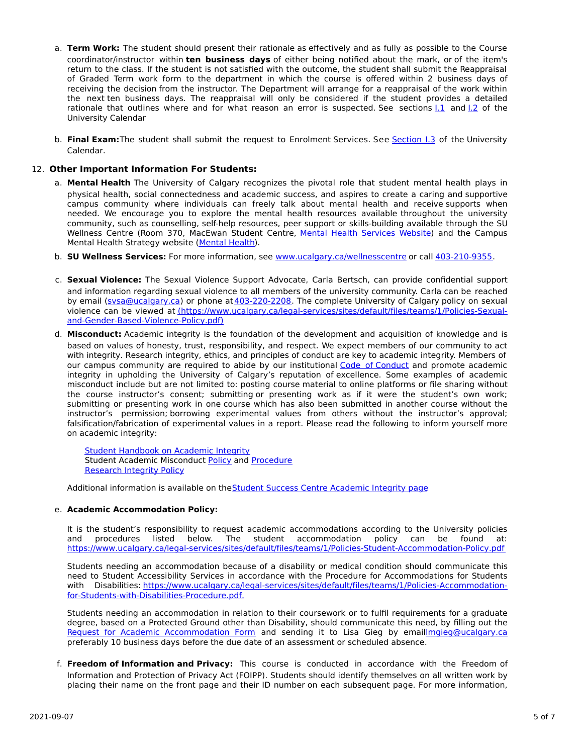a. **Term Work:** The student should present their rationale as effectively and as fully as possible to the Course coordinator/instructor within **ten business days** of either being notified about the mark, or of the item's return to the class. If the student is not satisfied with the outcome, the student shall submit the Reappraisal of Graded Term work form to the department in which the course is offered within 2 business days of receiving the decision from the instructor. The Department will arrange for a reappraisal of the work within the next ten business days. The reappraisal will only be considered if the student provides a detailed rationale that outlines where and for what reason an error is suspected. See sections I.1 and I.2 of the University Calendar

b. **Final Exam:** The student shall submit the request to Enrolment Services. See Section I.3 of the University Calendar.

12. **Other Important Information For Students:**

a. **Mental Health** The University of Calgary recognizes the pivotal role that student mental health plays in physical health, social connectedness and academic success, and aspires to create a caring and supportive campus community where individuals can freely talk about mental health and receive supports when needed. We encourage you to explore the mental health resources available throughout the university community, such as counselling, self-help resources, peer support or skills-building available through the SU Wellness Centre (Room 370, MacEwan Student Centre, Mental Health Services Website) and the Campus Mental Health Strategy website (Mental Health).

b. **SU Wellness Services:** For more information, see www.ucalgary.ca/wellnesscentre or call 403-210-9355.

c. **Sexual Violence:** The Sexual Violence Support Advocate, Carla Bertsch, can provide confidential support and information regarding sexual violence to all members of the university community. Carla can be reached by email (svsa@ucalgary.ca) or phone at 403-220-2208. The complete University of Calgary policy on sexual violence can be viewed at (https://www.ucalgary.ca/legal-services/sites/default/files/teams/1/Policies-Sexual-and-Gender-Based-Violence-Policy.pdf)

d. **Misconduct:** Academic integrity is the foundation of the development and acquisition of knowledge and is based on values of honesty, trust, responsibility, and respect. We expect members of our community to act with integrity. Research integrity, ethics, and principles of conduct are key to academic integrity. Members of our campus community are required to abide by our institutional Code of Conduct and promote academic integrity in upholding the University of Calgary's reputation of excellence. Some examples of academic misconduct include but are not limited to: posting course material to online platforms or file sharing without the course instructor's consent; submitting or presenting work as if it were the student's own work; submitting or presenting work in one course which has also been submitted in another course without the instructor's permission; borrowing experimental values from others without the instructor's approval; falsification/fabrication of experimental values in a report. Please read the following to inform yourself more on academic integrity:

Student Handbook on Academic Integrity
Student Academic Misconduct Policy and Procedure
Research Integrity Policy

Additional information is available on the Student Success Centre Academic Integrity page

e. **Academic Accommodation Policy:**

It is the student's responsibility to request academic accommodations according to the University policies and procedures listed below. The student accommodation policy can be found at: https://www.ucalgary.ca/legal-services/sites/default/files/teams/1/Policies-Student-Accommodation-Policy.pdf

Students needing an accommodation because of a disability or medical condition should communicate this need to Student Accessibility Services in accordance with the Procedure for Accommodations for Students with Disabilities: https://www.ucalgary.ca/legal-services/sites/default/files/teams/1/Policies-Accommodation-for-Students-with-Disabilities-Procedure.pdf.

Students needing an accommodation in relation to their coursework or to fulfil requirements for a graduate degree, based on a Protected Ground other than Disability, should communicate this need, by filling out the Request for Academic Accommodation Form and sending it to Lisa Gieg by email lmgieg@ucalgary.ca preferably 10 business days before the due date of an assessment or scheduled absence.

f. **Freedom of Information and Privacy:** This course is conducted in accordance with the Freedom of Information and Protection of Privacy Act (FOIPP). Students should identify themselves on all written work by placing their name on the front page and their ID number on each subsequent page. For more information,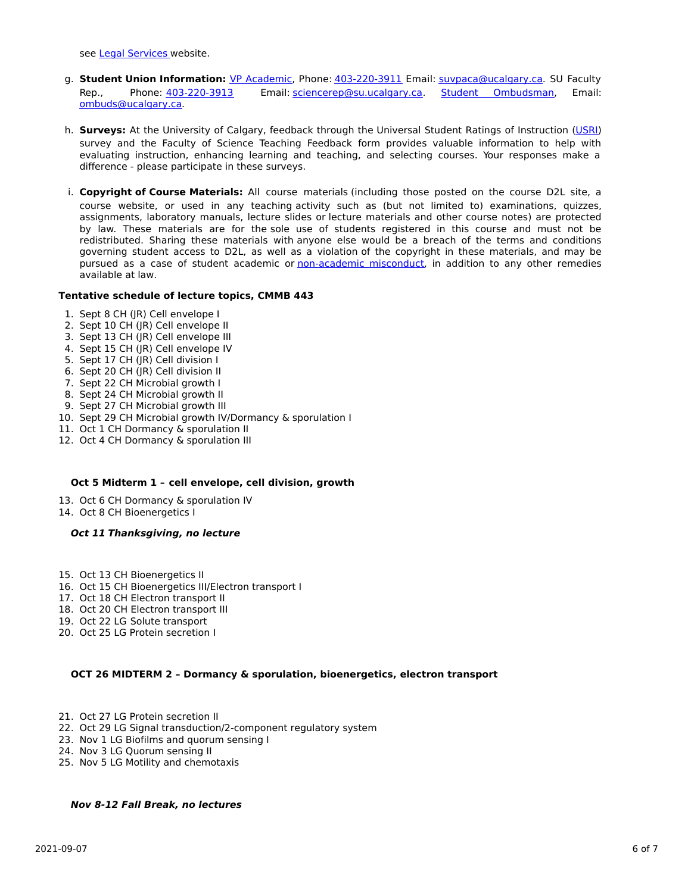see Legal Services website.

g. **Student Union Information:** VP Academic, Phone: 403-220-3911 Email: suvpaca@ucalgary.ca. SU Faculty Rep., Phone: 403-220-3913 Email: sciencerep@su.ucalgary.ca. Student Ombudsman, Email: ombuds@ucalgary.ca.

h. **Surveys:** At the University of Calgary, feedback through the Universal Student Ratings of Instruction (USRI) survey and the Faculty of Science Teaching Feedback form provides valuable information to help with evaluating instruction, enhancing learning and teaching, and selecting courses. Your responses make a difference - please participate in these surveys.

i. **Copyright of Course Materials:** All course materials (including those posted on the course D2L site, a course website, or used in any teaching activity such as (but not limited to) examinations, quizzes, assignments, laboratory manuals, lecture slides or lecture materials and other course notes) are protected by law. These materials are for the sole use of students registered in this course and must not be redistributed. Sharing these materials with anyone else would be a breach of the terms and conditions governing student access to D2L, as well as a violation of the copyright in these materials, and may be pursued as a case of student academic or non-academic misconduct, in addition to any other remedies available at law.

**Tentative schedule of lecture topics, CMMB 443**

1. Sept 8 CH (JR) Cell envelope I
2. Sept 10 CH (JR) Cell envelope II
3. Sept 13 CH (JR) Cell envelope III
4. Sept 15 CH (JR) Cell envelope IV
5. Sept 17 CH (JR) Cell division I
6. Sept 20 CH (JR) Cell division II
7. Sept 22 CH Microbial growth I
8. Sept 24 CH Microbial growth II
9. Sept 27 CH Microbial growth III
10. Sept 29 CH Microbial growth IV/Dormancy & sporulation I
11. Oct 1 CH Dormancy & sporulation II
12. Oct 4 CH Dormancy & sporulation III

**Oct 5 Midterm 1 – cell envelope, cell division, growth**

13. Oct 6 CH Dormancy & sporulation IV
14. Oct 8 CH Bioenergetics I

***Oct 11 Thanksgiving, no lecture***

15. Oct 13 CH Bioenergetics II
16. Oct 15 CH Bioenergetics III/Electron transport I
17. Oct 18 CH Electron transport II
18. Oct 20 CH Electron transport III
19. Oct 22 LG Solute transport
20. Oct 25 LG Protein secretion I

**OCT 26 MIDTERM 2 – Dormancy & sporulation, bioenergetics, electron transport**

21. Oct 27 LG Protein secretion II
22. Oct 29 LG Signal transduction/2-component regulatory system
23. Nov 1 LG Biofilms and quorum sensing I
24. Nov 3 LG Quorum sensing II
25. Nov 5 LG Motility and chemotaxis

***Nov 8-12 Fall Break, no lectures***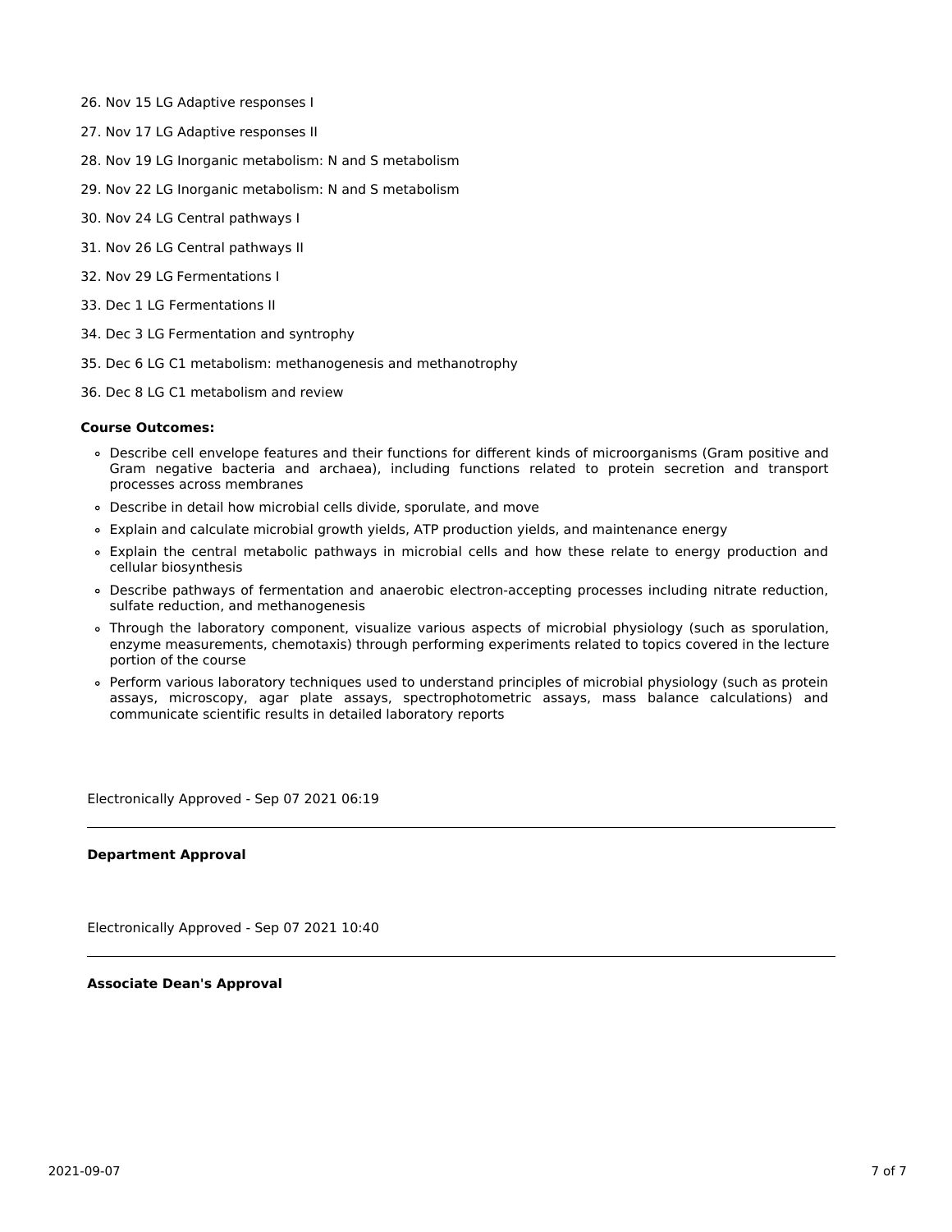26. Nov 15 LG Adaptive responses I
27. Nov 17 LG Adaptive responses II
28. Nov 19 LG Inorganic metabolism: N and S metabolism
29. Nov 22 LG Inorganic metabolism: N and S metabolism
30. Nov 24 LG Central pathways I
31. Nov 26 LG Central pathways II
32. Nov 29 LG Fermentations I
33. Dec 1 LG Fermentations II
34. Dec 3 LG Fermentation and syntrophy
35. Dec 6 LG C1 metabolism: methanogenesis and methanotrophy
36. Dec 8 LG C1 metabolism and review

**Course Outcomes:**

- Describe cell envelope features and their functions for different kinds of microorganisms (Gram positive and Gram negative bacteria and archaea), including functions related to protein secretion and transport processes across membranes
- Describe in detail how microbial cells divide, sporulate, and move
- Explain and calculate microbial growth yields, ATP production yields, and maintenance energy
- Explain the central metabolic pathways in microbial cells and how these relate to energy production and cellular biosynthesis
- Describe pathways of fermentation and anaerobic electron-accepting processes including nitrate reduction, sulfate reduction, and methanogenesis
- Through the laboratory component, visualize various aspects of microbial physiology (such as sporulation, enzyme measurements, chemotaxis) through performing experiments related to topics covered in the lecture portion of the course
- Perform various laboratory techniques used to understand principles of microbial physiology (such as protein assays, microscopy, agar plate assays, spectrophotometric assays, mass balance calculations) and communicate scientific results in detailed laboratory reports

Electronically Approved - Sep 07 2021 06:19

---

**Department Approval**

Electronically Approved - Sep 07 2021 10:40

---

**Associate Dean's Approval**